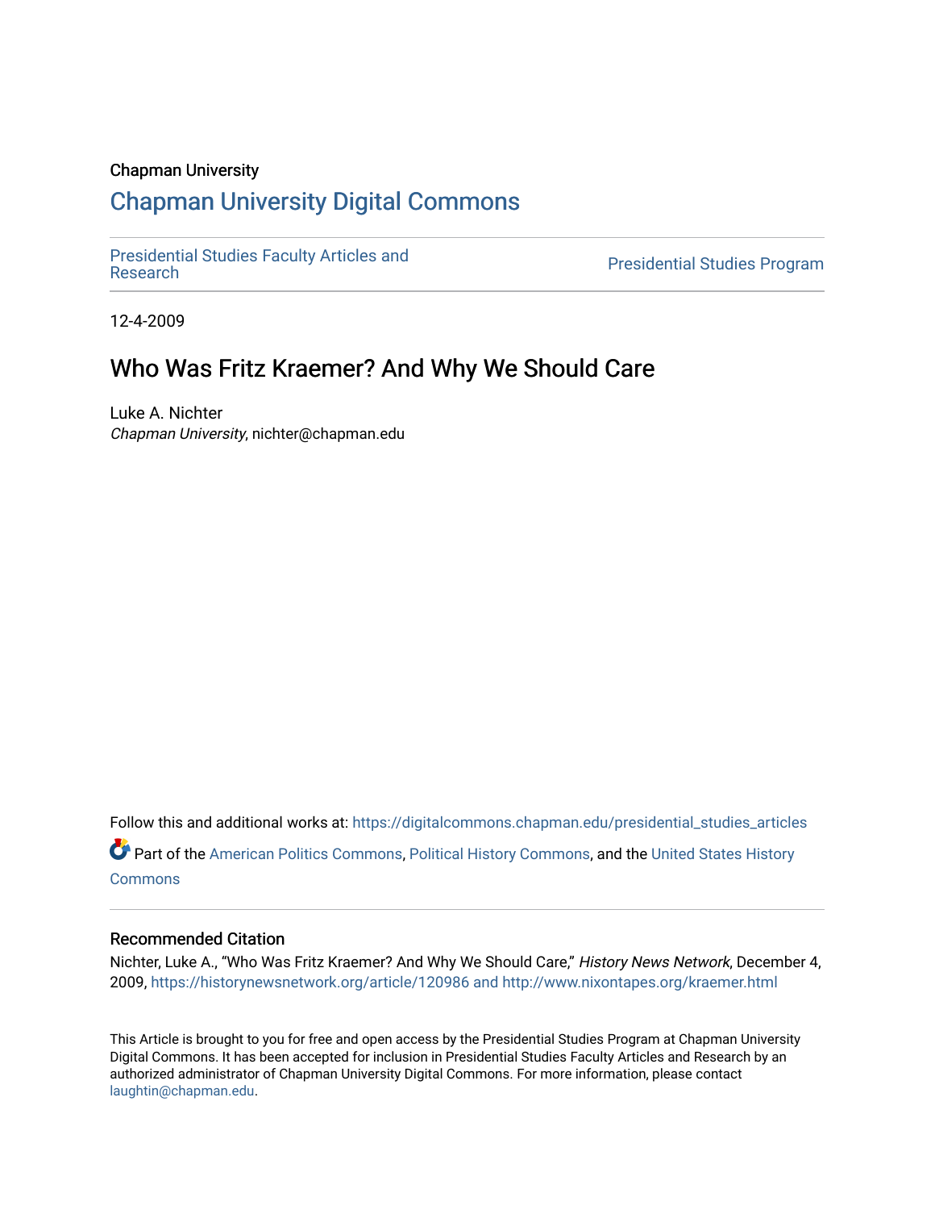Chapman University

# Chapman University Digital Commons

Presidential Studies Faculty Articles and Research

Presidential Studies Program

12-4-2009

## Who Was Fritz Kraemer? And Why We Should Care

Luke A. Nichter
*Chapman University*, nichter@chapman.edu

Follow this and additional works at: https://digitalcommons.chapman.edu/presidential_studies_articles

Part of the American Politics Commons, Political History Commons, and the United States History Commons

### Recommended Citation

Nichter, Luke A., "Who Was Fritz Kraemer? And Why We Should Care," *History News Network*, December 4, 2009, https://historynewsnetwork.org/article/120986 and http://www.nixontapes.org/kraemer.html

This Article is brought to you for free and open access by the Presidential Studies Program at Chapman University Digital Commons. It has been accepted for inclusion in Presidential Studies Faculty Articles and Research by an authorized administrator of Chapman University Digital Commons. For more information, please contact laughtin@chapman.edu.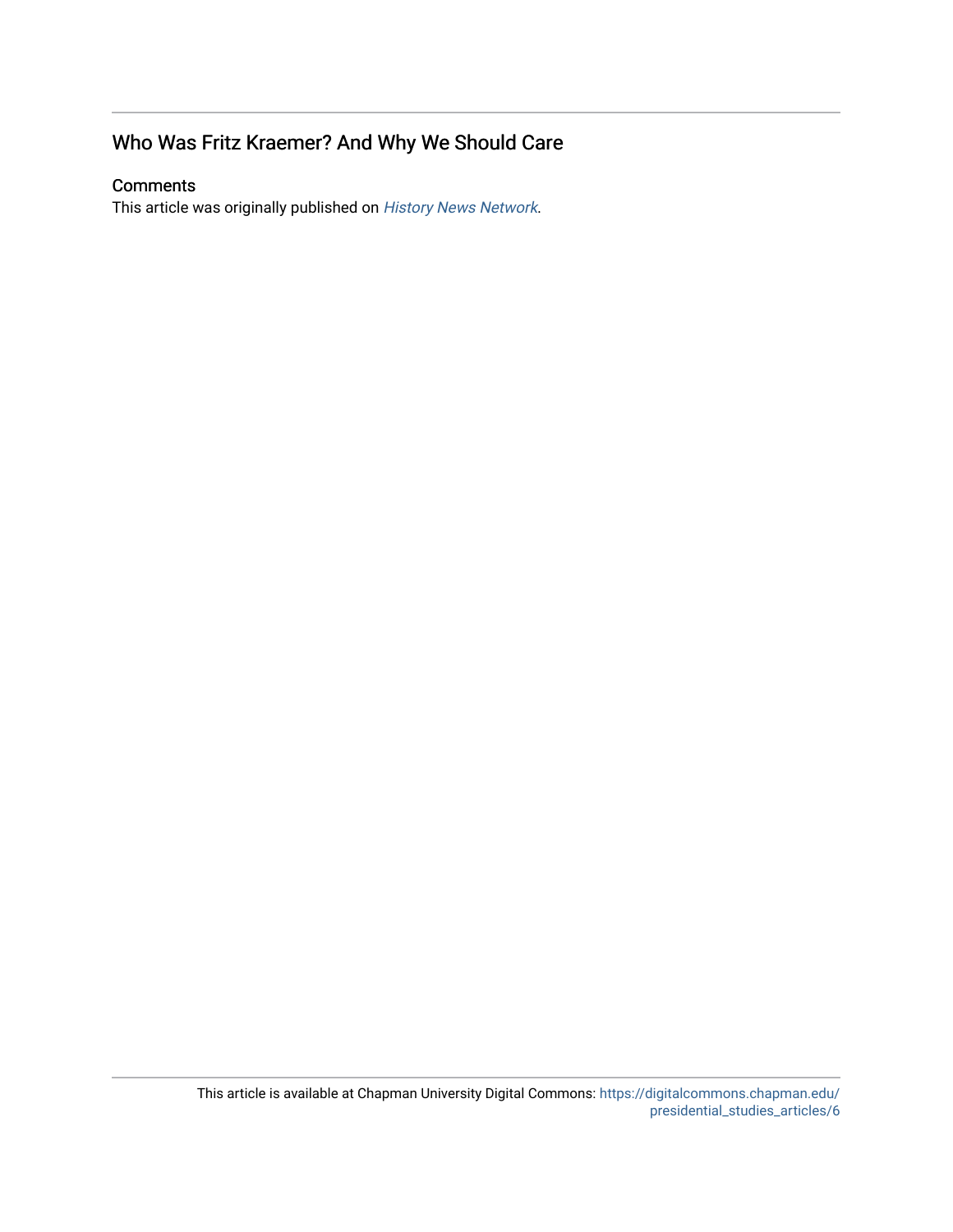## Who Was Fritz Kraemer? And Why We Should Care

### Comments

This article was originally published on *History News Network*.

This article is available at Chapman University Digital Commons: https://digitalcommons.chapman.edu/presidential_studies_articles/6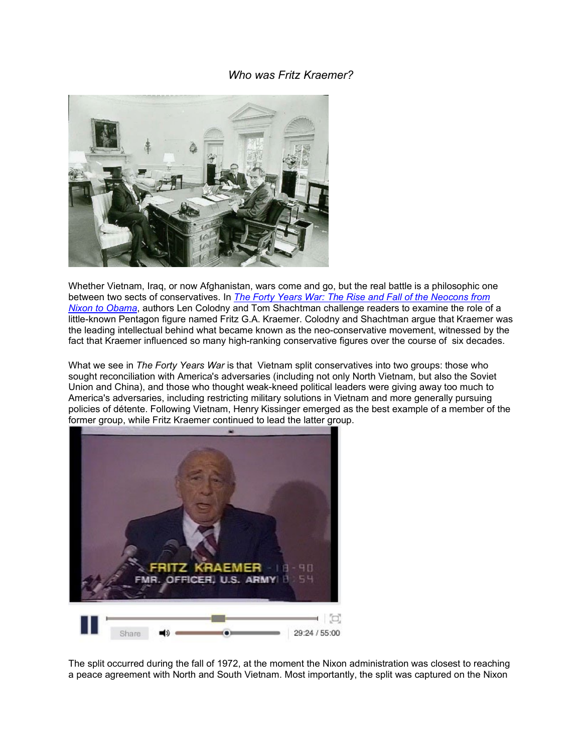*Who was Fritz Kraemer?*

Whether Vietnam, Iraq, or now Afghanistan, wars come and go, but the real battle is a philosophic one between two sects of conservatives. In *The Forty Years War: The Rise and Fall of the Neocons from Nixon to Obama*, authors Len Colodny and Tom Shachtman challenge readers to examine the role of a little-known Pentagon figure named Fritz G.A. Kraemer. Colodny and Shachtman argue that Kraemer was the leading intellectual behind what became known as the neo-conservative movement, witnessed by the fact that Kraemer influenced so many high-ranking conservative figures over the course of six decades.

What we see in *The Forty Years War* is that Vietnam split conservatives into two groups: those who sought reconciliation with America's adversaries (including not only North Vietnam, but also the Soviet Union and China), and those who thought weak-kneed political leaders were giving away too much to America's adversaries, including restricting military solutions in Vietnam and more generally pursuing policies of détente. Following Vietnam, Henry Kissinger emerged as the best example of a member of the former group, while Fritz Kraemer continued to lead the latter group.

The split occurred during the fall of 1972, at the moment the Nixon administration was closest to reaching a peace agreement with North and South Vietnam. Most importantly, the split was captured on the Nixon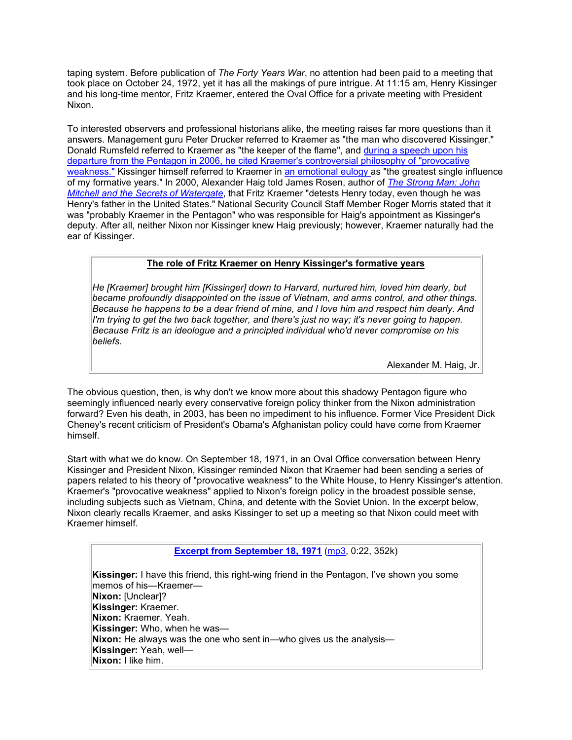taping system. Before publication of *The Forty Years War*, no attention had been paid to a meeting that took place on October 24, 1972, yet it has all the makings of pure intrigue. At 11:15 am, Henry Kissinger and his long-time mentor, Fritz Kraemer, entered the Oval Office for a private meeting with President Nixon.

To interested observers and professional historians alike, the meeting raises far more questions than it answers. Management guru Peter Drucker referred to Kraemer as "the man who discovered Kissinger." Donald Rumsfeld referred to Kraemer as "the keeper of the flame", and during a speech upon his departure from the Pentagon in 2006, he cited Kraemer's controversial philosophy of "provocative weakness." Kissinger himself referred to Kraemer in an emotional eulogy as "the greatest single influence of my formative years." In 2000, Alexander Haig told James Rosen, author of *The Strong Man: John Mitchell and the Secrets of Watergate*, that Fritz Kraemer "detests Henry today, even though he was Henry's father in the United States." National Security Council Staff Member Roger Morris stated that it was "probably Kraemer in the Pentagon" who was responsible for Haig's appointment as Kissinger's deputy. After all, neither Nixon nor Kissinger knew Haig previously; however, Kraemer naturally had the ear of Kissinger.

> **The role of Fritz Kraemer on Henry Kissinger's formative years**
>
> *He [Kraemer] brought him [Kissinger] down to Harvard, nurtured him, loved him dearly, but became profoundly disappointed on the issue of Vietnam, and arms control, and other things. Because he happens to be a dear friend of mine, and I love him and respect him dearly. And I'm trying to get the two back together, and there's just no way; it's never going to happen. Because Fritz is an ideologue and a principled individual who'd never compromise on his beliefs.*
>
> Alexander M. Haig, Jr.

The obvious question, then, is why don't we know more about this shadowy Pentagon figure who seemingly influenced nearly every conservative foreign policy thinker from the Nixon administration forward? Even his death, in 2003, has been no impediment to his influence. Former Vice President Dick Cheney's recent criticism of President's Obama's Afghanistan policy could have come from Kraemer himself.

Start with what we do know. On September 18, 1971, in an Oval Office conversation between Henry Kissinger and President Nixon, Kissinger reminded Nixon that Kraemer had been sending a series of papers related to his theory of "provocative weakness" to the White House, to Henry Kissinger's attention. Kraemer's "provocative weakness" applied to Nixon's foreign policy in the broadest possible sense, including subjects such as Vietnam, China, and detente with the Soviet Union. In the excerpt below, Nixon clearly recalls Kraemer, and asks Kissinger to set up a meeting so that Nixon could meet with Kraemer himself.

> **Excerpt from September 18, 1971** (mp3, 0:22, 352k)
>
> **Kissinger:** I have this friend, this right-wing friend in the Pentagon, I've shown you some memos of his—Kraemer—
> **Nixon:** [Unclear]?
> **Kissinger:** Kraemer.
> **Nixon:** Kraemer. Yeah.
> **Kissinger:** Who, when he was—
> **Nixon:** He always was the one who sent in—who gives us the analysis—
> **Kissinger:** Yeah, well—
> **Nixon:** I like him.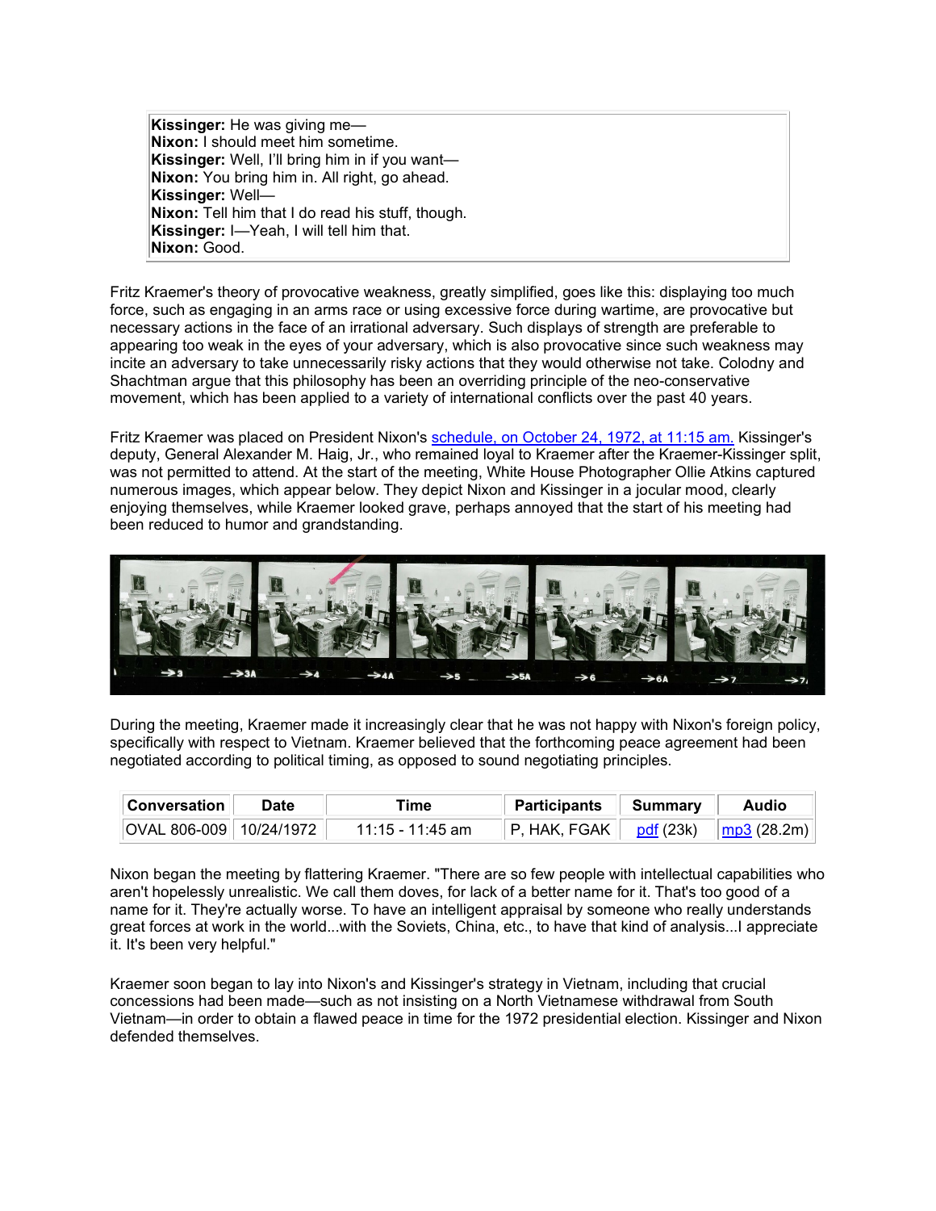**Kissinger:** He was giving me—
**Nixon:** I should meet him sometime.
**Kissinger:** Well, I'll bring him in if you want—
**Nixon:** You bring him in. All right, go ahead.
**Kissinger:** Well—
**Nixon:** Tell him that I do read his stuff, though.
**Kissinger:** I—Yeah, I will tell him that.
**Nixon:** Good.

Fritz Kraemer's theory of provocative weakness, greatly simplified, goes like this: displaying too much force, such as engaging in an arms race or using excessive force during wartime, are provocative but necessary actions in the face of an irrational adversary. Such displays of strength are preferable to appearing too weak in the eyes of your adversary, which is also provocative since such weakness may incite an adversary to take unnecessarily risky actions that they would otherwise not take. Colodny and Shachtman argue that this philosophy has been an overriding principle of the neo-conservative movement, which has been applied to a variety of international conflicts over the past 40 years.

Fritz Kraemer was placed on President Nixon's schedule, on October 24, 1972, at 11:15 am. Kissinger's deputy, General Alexander M. Haig, Jr., who remained loyal to Kraemer after the Kraemer-Kissinger split, was not permitted to attend. At the start of the meeting, White House Photographer Ollie Atkins captured numerous images, which appear below. They depict Nixon and Kissinger in a jocular mood, clearly enjoying themselves, while Kraemer looked grave, perhaps annoyed that the start of his meeting had been reduced to humor and grandstanding.

During the meeting, Kraemer made it increasingly clear that he was not happy with Nixon's foreign policy, specifically with respect to Vietnam. Kraemer believed that the forthcoming peace agreement had been negotiated according to political timing, as opposed to sound negotiating principles.

| Conversation | Date | Time | Participants | Summary | Audio |
|---|---|---|---|---|---|
| OVAL 806-009 | 10/24/1972 | 11:15 - 11:45 am | P, HAK, FGAK | pdf (23k) | mp3 (28.2m) |

Nixon began the meeting by flattering Kraemer. "There are so few people with intellectual capabilities who aren't hopelessly unrealistic. We call them doves, for lack of a better name for it. That's too good of a name for it. They're actually worse. To have an intelligent appraisal by someone who really understands great forces at work in the world...with the Soviets, China, etc., to have that kind of analysis...I appreciate it. It's been very helpful."

Kraemer soon began to lay into Nixon's and Kissinger's strategy in Vietnam, including that crucial concessions had been made—such as not insisting on a North Vietnamese withdrawal from South Vietnam—in order to obtain a flawed peace in time for the 1972 presidential election. Kissinger and Nixon defended themselves.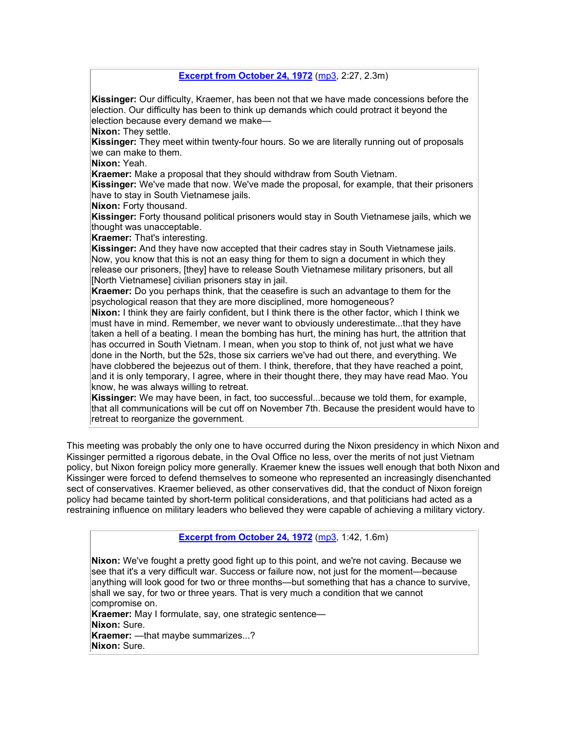**Excerpt from October 24, 1972** (mp3, 2:27, 2.3m)

**Kissinger:** Our difficulty, Kraemer, has been not that we have made concessions before the election. Our difficulty has been to think up demands which could protract it beyond the election because every demand we make—

**Nixon:** They settle.

**Kissinger:** They meet within twenty-four hours. So we are literally running out of proposals we can make to them.

**Nixon:** Yeah.

**Kraemer:** Make a proposal that they should withdraw from South Vietnam.

**Kissinger:** We've made that now. We've made the proposal, for example, that their prisoners have to stay in South Vietnamese jails.

**Nixon:** Forty thousand.

**Kissinger:** Forty thousand political prisoners would stay in South Vietnamese jails, which we thought was unacceptable.

**Kraemer:** That's interesting.

**Kissinger:** And they have now accepted that their cadres stay in South Vietnamese jails. Now, you know that this is not an easy thing for them to sign a document in which they release our prisoners, [they] have to release South Vietnamese military prisoners, but all [North Vietnamese] civilian prisoners stay in jail.

**Kraemer:** Do you perhaps think, that the ceasefire is such an advantage to them for the psychological reason that they are more disciplined, more homogeneous?

**Nixon:** I think they are fairly confident, but I think there is the other factor, which I think we must have in mind. Remember, we never want to obviously underestimate...that they have taken a hell of a beating. I mean the bombing has hurt, the mining has hurt, the attrition that has occurred in South Vietnam. I mean, when you stop to think of, not just what we have done in the North, but the 52s, those six carriers we've had out there, and everything. We have clobbered the bejeezus out of them. I think, therefore, that they have reached a point, and it is only temporary, I agree, where in their thought there, they may have read Mao. You know, he was always willing to retreat.

**Kissinger:** We may have been, in fact, too successful...because we told them, for example, that all communications will be cut off on November 7th. Because the president would have to retreat to reorganize the government.

This meeting was probably the only one to have occurred during the Nixon presidency in which Nixon and Kissinger permitted a rigorous debate, in the Oval Office no less, over the merits of not just Vietnam policy, but Nixon foreign policy more generally. Kraemer knew the issues well enough that both Nixon and Kissinger were forced to defend themselves to someone who represented an increasingly disenchanted sect of conservatives. Kraemer believed, as other conservatives did, that the conduct of Nixon foreign policy had became tainted by short-term political considerations, and that politicians had acted as a restraining influence on military leaders who believed they were capable of achieving a military victory.

**Excerpt from October 24, 1972** (mp3, 1:42, 1.6m)

**Nixon:** We've fought a pretty good fight up to this point, and we're not caving. Because we see that it's a very difficult war. Success or failure now, not just for the moment—because anything will look good for two or three months—but something that has a chance to survive, shall we say, for two or three years. That is very much a condition that we cannot compromise on.

**Kraemer:** May I formulate, say, one strategic sentence—

**Nixon:** Sure.

**Kraemer:** —that maybe summarizes...?

**Nixon:** Sure.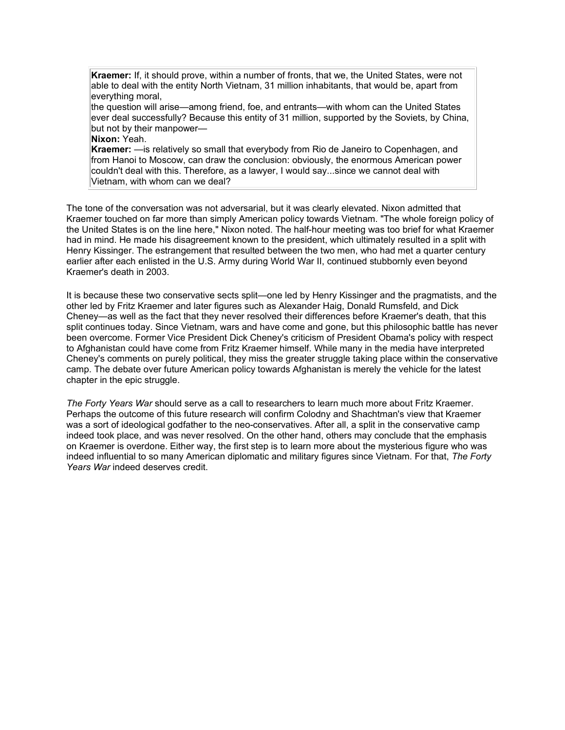> **Kraemer:** If, it should prove, within a number of fronts, that we, the United States, were not able to deal with the entity North Vietnam, 31 million inhabitants, that would be, apart from everything moral,
> the question will arise—among friend, foe, and entrants—with whom can the United States ever deal successfully? Because this entity of 31 million, supported by the Soviets, by China, but not by their manpower—
> **Nixon:** Yeah.
> **Kraemer:** —is relatively so small that everybody from Rio de Janeiro to Copenhagen, and from Hanoi to Moscow, can draw the conclusion: obviously, the enormous American power couldn't deal with this. Therefore, as a lawyer, I would say...since we cannot deal with Vietnam, with whom can we deal?

The tone of the conversation was not adversarial, but it was clearly elevated. Nixon admitted that Kraemer touched on far more than simply American policy towards Vietnam. "The whole foreign policy of the United States is on the line here," Nixon noted. The half-hour meeting was too brief for what Kraemer had in mind. He made his disagreement known to the president, which ultimately resulted in a split with Henry Kissinger. The estrangement that resulted between the two men, who had met a quarter century earlier after each enlisted in the U.S. Army during World War II, continued stubbornly even beyond Kraemer's death in 2003.

It is because these two conservative sects split—one led by Henry Kissinger and the pragmatists, and the other led by Fritz Kraemer and later figures such as Alexander Haig, Donald Rumsfeld, and Dick Cheney—as well as the fact that they never resolved their differences before Kraemer's death, that this split continues today. Since Vietnam, wars and have come and gone, but this philosophic battle has never been overcome. Former Vice President Dick Cheney's criticism of President Obama's policy with respect to Afghanistan could have come from Fritz Kraemer himself. While many in the media have interpreted Cheney's comments on purely political, they miss the greater struggle taking place within the conservative camp. The debate over future American policy towards Afghanistan is merely the vehicle for the latest chapter in the epic struggle.

*The Forty Years War* should serve as a call to researchers to learn much more about Fritz Kraemer. Perhaps the outcome of this future research will confirm Colodny and Shachtman's view that Kraemer was a sort of ideological godfather to the neo-conservatives. After all, a split in the conservative camp indeed took place, and was never resolved. On the other hand, others may conclude that the emphasis on Kraemer is overdone. Either way, the first step is to learn more about the mysterious figure who was indeed influential to so many American diplomatic and military figures since Vietnam. For that, *The Forty Years War* indeed deserves credit.